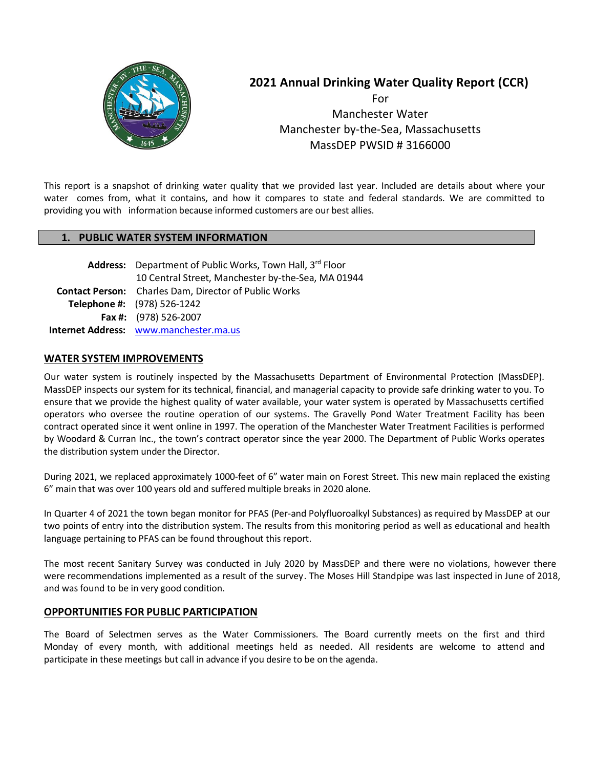# 2021 Annual Drinking Water Quality Report (CCR)

For
Manchester Water
Manchester by-the-Sea, Massachusetts
MassDEP PWSID # 3166000

This report is a snapshot of drinking water quality that we provided last year. Included are details about where your water comes from, what it contains, and how it compares to state and federal standards. We are committed to providing you with information because informed customers are our best allies.

## 1. PUBLIC WATER SYSTEM INFORMATION

**Address:** Department of Public Works, Town Hall, 3rd Floor
10 Central Street, Manchester by-the-Sea, MA 01944
**Contact Person:** Charles Dam, Director of Public Works
**Telephone #:** (978) 526-1242
**Fax #:** (978) 526-2007
**Internet Address:** www.manchester.ma.us

### WATER SYSTEM IMPROVEMENTS

Our water system is routinely inspected by the Massachusetts Department of Environmental Protection (MassDEP). MassDEP inspects our system for its technical, financial, and managerial capacity to provide safe drinking water to you. To ensure that we provide the highest quality of water available, your water system is operated by Massachusetts certified operators who oversee the routine operation of our systems. The Gravelly Pond Water Treatment Facility has been contract operated since it went online in 1997. The operation of the Manchester Water Treatment Facilities is performed by Woodard & Curran Inc., the town's contract operator since the year 2000. The Department of Public Works operates the distribution system under the Director.

During 2021, we replaced approximately 1000-feet of 6" water main on Forest Street. This new main replaced the existing 6" main that was over 100 years old and suffered multiple breaks in 2020 alone.

In Quarter 4 of 2021 the town began monitor for PFAS (Per-and Polyfluoroalkyl Substances) as required by MassDEP at our two points of entry into the distribution system. The results from this monitoring period as well as educational and health language pertaining to PFAS can be found throughout this report.

The most recent Sanitary Survey was conducted in July 2020 by MassDEP and there were no violations, however there were recommendations implemented as a result of the survey. The Moses Hill Standpipe was last inspected in June of 2018, and was found to be in very good condition.

### OPPORTUNITIES FOR PUBLIC PARTICIPATION

The Board of Selectmen serves as the Water Commissioners. The Board currently meets on the first and third Monday of every month, with additional meetings held as needed. All residents are welcome to attend and participate in these meetings but call in advance if you desire to be on the agenda.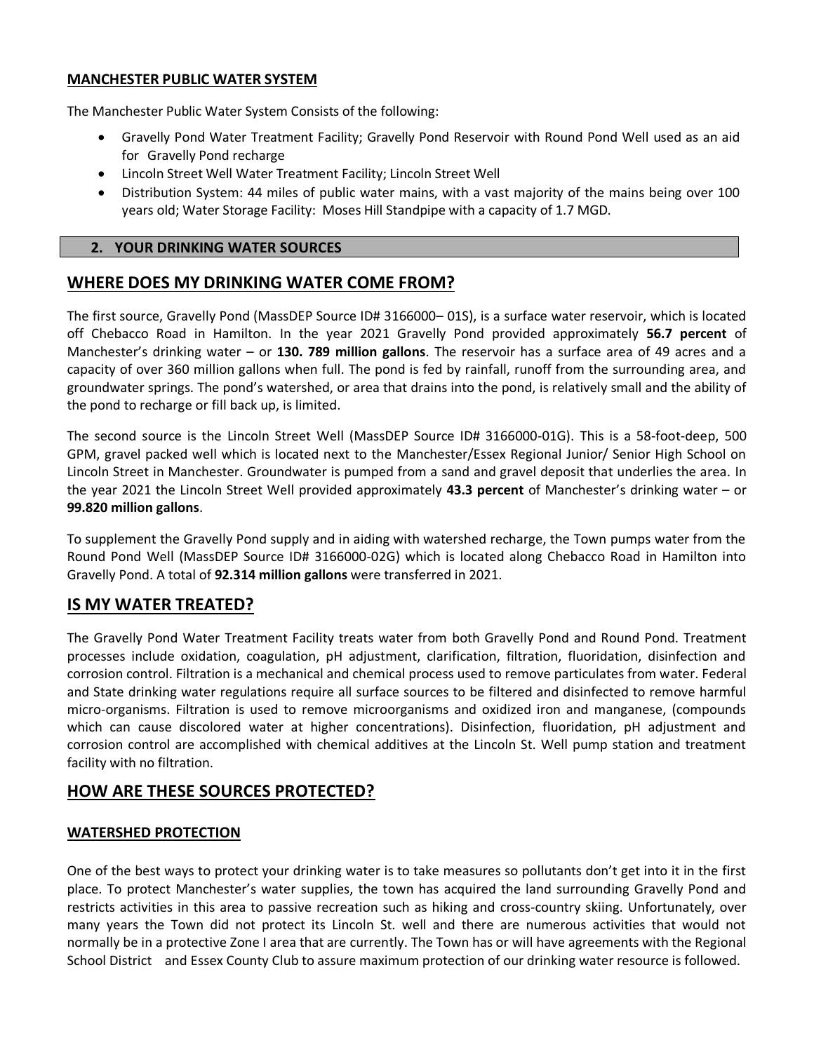**MANCHESTER PUBLIC WATER SYSTEM**

The Manchester Public Water System Consists of the following:

- Gravelly Pond Water Treatment Facility; Gravelly Pond Reservoir with Round Pond Well used as an aid for Gravelly Pond recharge
- Lincoln Street Well Water Treatment Facility; Lincoln Street Well
- Distribution System: 44 miles of public water mains, with a vast majority of the mains being over 100 years old; Water Storage Facility: Moses Hill Standpipe with a capacity of 1.7 MGD.

## 2. YOUR DRINKING WATER SOURCES

## WHERE DOES MY DRINKING WATER COME FROM?

The first source, Gravelly Pond (MassDEP Source ID# 3166000– 01S), is a surface water reservoir, which is located off Chebacco Road in Hamilton. In the year 2021 Gravelly Pond provided approximately **56.7 percent** of Manchester's drinking water – or **130. 789 million gallons**. The reservoir has a surface area of 49 acres and a capacity of over 360 million gallons when full. The pond is fed by rainfall, runoff from the surrounding area, and groundwater springs. The pond's watershed, or area that drains into the pond, is relatively small and the ability of the pond to recharge or fill back up, is limited.

The second source is the Lincoln Street Well (MassDEP Source ID# 3166000-01G). This is a 58-foot-deep, 500 GPM, gravel packed well which is located next to the Manchester/Essex Regional Junior/ Senior High School on Lincoln Street in Manchester. Groundwater is pumped from a sand and gravel deposit that underlies the area. In the year 2021 the Lincoln Street Well provided approximately **43.3 percent** of Manchester's drinking water – or **99.820 million gallons**.

To supplement the Gravelly Pond supply and in aiding with watershed recharge, the Town pumps water from the Round Pond Well (MassDEP Source ID# 3166000-02G) which is located along Chebacco Road in Hamilton into Gravelly Pond. A total of **92.314 million gallons** were transferred in 2021.

## IS MY WATER TREATED?

The Gravelly Pond Water Treatment Facility treats water from both Gravelly Pond and Round Pond. Treatment processes include oxidation, coagulation, pH adjustment, clarification, filtration, fluoridation, disinfection and corrosion control. Filtration is a mechanical and chemical process used to remove particulates from water. Federal and State drinking water regulations require all surface sources to be filtered and disinfected to remove harmful micro-organisms. Filtration is used to remove microorganisms and oxidized iron and manganese, (compounds which can cause discolored water at higher concentrations). Disinfection, fluoridation, pH adjustment and corrosion control are accomplished with chemical additives at the Lincoln St. Well pump station and treatment facility with no filtration.

## HOW ARE THESE SOURCES PROTECTED?

**WATERSHED PROTECTION**

One of the best ways to protect your drinking water is to take measures so pollutants don't get into it in the first place. To protect Manchester's water supplies, the town has acquired the land surrounding Gravelly Pond and restricts activities in this area to passive recreation such as hiking and cross-country skiing. Unfortunately, over many years the Town did not protect its Lincoln St. well and there are numerous activities that would not normally be in a protective Zone I area that are currently. The Town has or will have agreements with the Regional School District and Essex County Club to assure maximum protection of our drinking water resource is followed.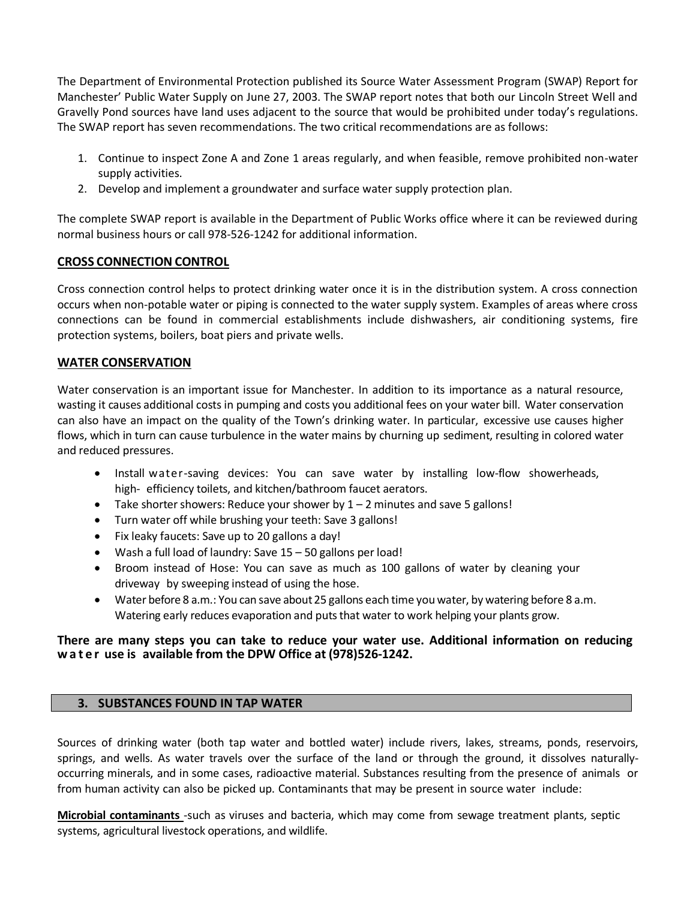The Department of Environmental Protection published its Source Water Assessment Program (SWAP) Report for Manchester' Public Water Supply on June 27, 2003. The SWAP report notes that both our Lincoln Street Well and Gravelly Pond sources have land uses adjacent to the source that would be prohibited under today's regulations. The SWAP report has seven recommendations. The two critical recommendations are as follows:

1. Continue to inspect Zone A and Zone 1 areas regularly, and when feasible, remove prohibited non-water supply activities.
2. Develop and implement a groundwater and surface water supply protection plan.

The complete SWAP report is available in the Department of Public Works office where it can be reviewed during normal business hours or call 978-526-1242 for additional information.

## CROSS CONNECTION CONTROL

Cross connection control helps to protect drinking water once it is in the distribution system. A cross connection occurs when non-potable water or piping is connected to the water supply system. Examples of areas where cross connections can be found in commercial establishments include dishwashers, air conditioning systems, fire protection systems, boilers, boat piers and private wells.

## WATER CONSERVATION

Water conservation is an important issue for Manchester. In addition to its importance as a natural resource, wasting it causes additional costs in pumping and costs you additional fees on your water bill. Water conservation can also have an impact on the quality of the Town's drinking water. In particular, excessive use causes higher flows, which in turn can cause turbulence in the water mains by churning up sediment, resulting in colored water and reduced pressures.

- Install water-saving devices: You can save water by installing low-flow showerheads, high- efficiency toilets, and kitchen/bathroom faucet aerators.
- Take shorter showers: Reduce your shower by 1 – 2 minutes and save 5 gallons!
- Turn water off while brushing your teeth: Save 3 gallons!
- Fix leaky faucets: Save up to 20 gallons a day!
- Wash a full load of laundry: Save 15 – 50 gallons per load!
- Broom instead of Hose: You can save as much as 100 gallons of water by cleaning your driveway by sweeping instead of using the hose.
- Water before 8 a.m.: You can save about 25 gallons each time you water, by watering before 8 a.m. Watering early reduces evaporation and puts that water to work helping your plants grow.

**There are many steps you can take to reduce your water use. Additional information on reducing water use is available from the DPW Office at (978)526-1242.**

## 3. SUBSTANCES FOUND IN TAP WATER

Sources of drinking water (both tap water and bottled water) include rivers, lakes, streams, ponds, reservoirs, springs, and wells. As water travels over the surface of the land or through the ground, it dissolves naturally-occurring minerals, and in some cases, radioactive material. Substances resulting from the presence of animals or from human activity can also be picked up. Contaminants that may be present in source water include:

**Microbial contaminants** -such as viruses and bacteria, which may come from sewage treatment plants, septic systems, agricultural livestock operations, and wildlife.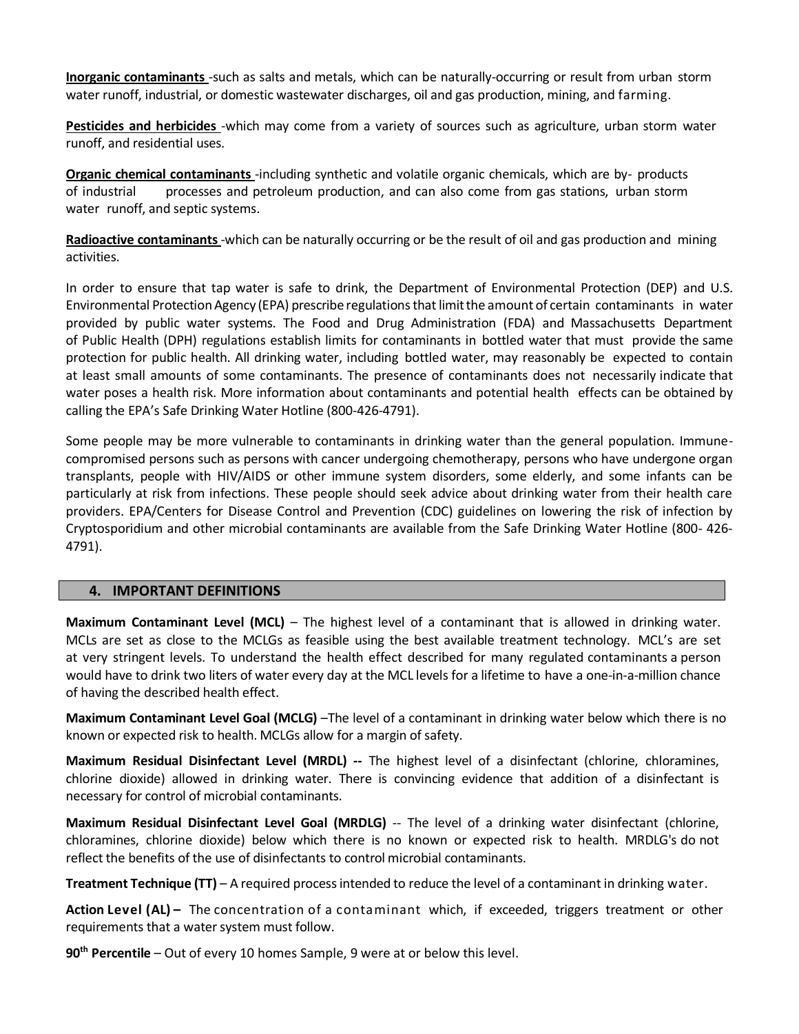**Inorganic contaminants** -such as salts and metals, which can be naturally-occurring or result from urban storm water runoff, industrial, or domestic wastewater discharges, oil and gas production, mining, and farming.

**Pesticides and herbicides** -which may come from a variety of sources such as agriculture, urban storm water runoff, and residential uses.

**Organic chemical contaminants** -including synthetic and volatile organic chemicals, which are by- products of industrial processes and petroleum production, and can also come from gas stations, urban storm water runoff, and septic systems.

**Radioactive contaminants** -which can be naturally occurring or be the result of oil and gas production and mining activities.

In order to ensure that tap water is safe to drink, the Department of Environmental Protection (DEP) and U.S. Environmental Protection Agency (EPA) prescribe regulations that limit the amount of certain contaminants in water provided by public water systems. The Food and Drug Administration (FDA) and Massachusetts Department of Public Health (DPH) regulations establish limits for contaminants in bottled water that must provide the same protection for public health. All drinking water, including bottled water, may reasonably be expected to contain at least small amounts of some contaminants. The presence of contaminants does not necessarily indicate that water poses a health risk. More information about contaminants and potential health effects can be obtained by calling the EPA's Safe Drinking Water Hotline (800-426-4791).

Some people may be more vulnerable to contaminants in drinking water than the general population. Immune-compromised persons such as persons with cancer undergoing chemotherapy, persons who have undergone organ transplants, people with HIV/AIDS or other immune system disorders, some elderly, and some infants can be particularly at risk from infections. These people should seek advice about drinking water from their health care providers. EPA/Centers for Disease Control and Prevention (CDC) guidelines on lowering the risk of infection by Cryptosporidium and other microbial contaminants are available from the Safe Drinking Water Hotline (800- 426-4791).

## 4. IMPORTANT DEFINITIONS

**Maximum Contaminant Level (MCL)** – The highest level of a contaminant that is allowed in drinking water. MCLs are set as close to the MCLGs as feasible using the best available treatment technology. MCL's are set at very stringent levels. To understand the health effect described for many regulated contaminants a person would have to drink two liters of water every day at the MCL levels for a lifetime to have a one-in-a-million chance of having the described health effect.

**Maximum Contaminant Level Goal (MCLG)** –The level of a contaminant in drinking water below which there is no known or expected risk to health. MCLGs allow for a margin of safety.

**Maximum Residual Disinfectant Level (MRDL) --** The highest level of a disinfectant (chlorine, chloramines, chlorine dioxide) allowed in drinking water. There is convincing evidence that addition of a disinfectant is necessary for control of microbial contaminants.

**Maximum Residual Disinfectant Level Goal (MRDLG)** -- The level of a drinking water disinfectant (chlorine, chloramines, chlorine dioxide) below which there is no known or expected risk to health. MRDLG's do not reflect the benefits of the use of disinfectants to control microbial contaminants.

**Treatment Technique (TT)** – A required process intended to reduce the level of a contaminant in drinking water.

**Action Level (AL) –** The concentration of a contaminant which, if exceeded, triggers treatment or other requirements that a water system must follow.

**90th Percentile** – Out of every 10 homes Sample, 9 were at or below this level.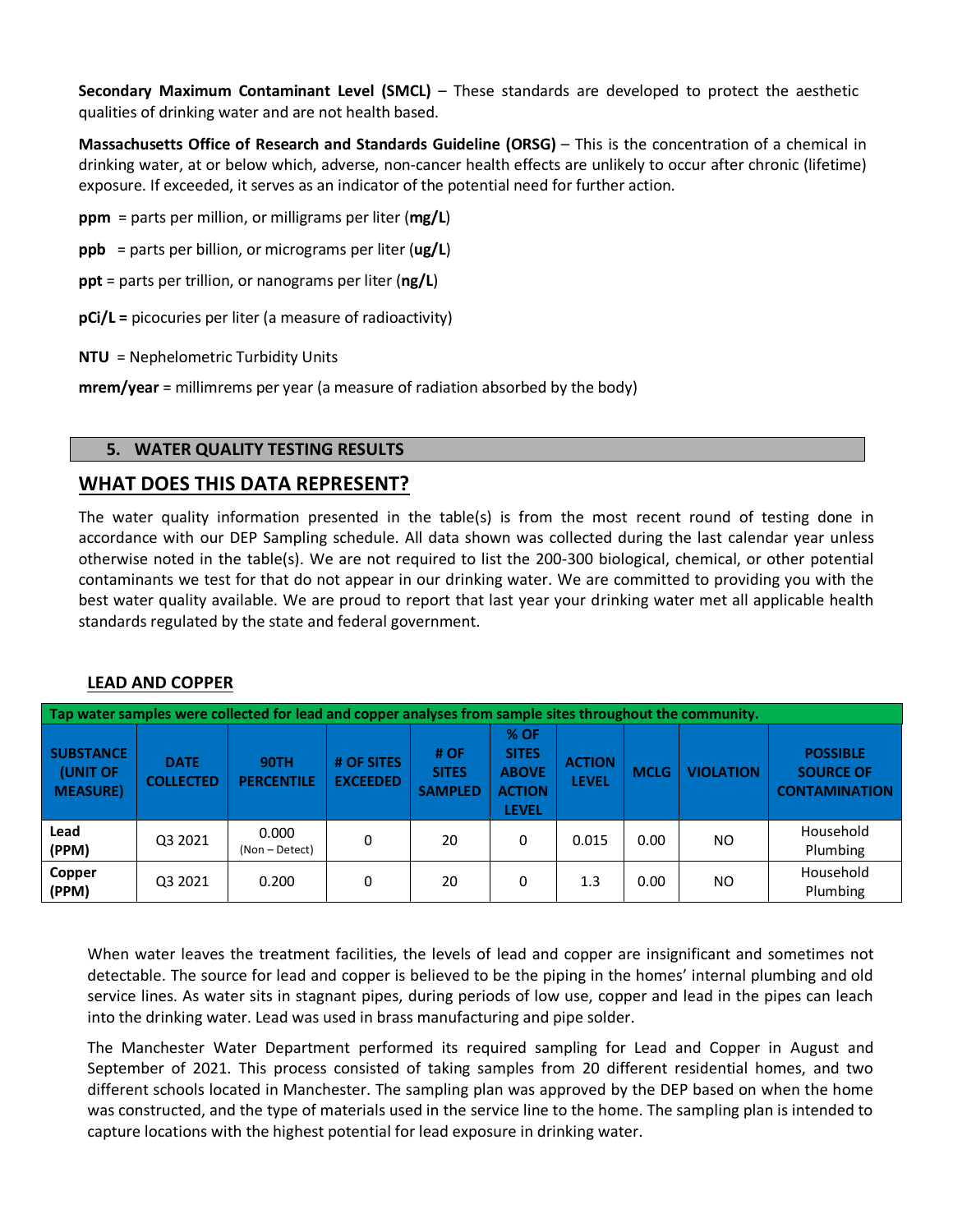**Secondary Maximum Contaminant Level (SMCL)** – These standards are developed to protect the aesthetic qualities of drinking water and are not health based.

**Massachusetts Office of Research and Standards Guideline (ORSG)** – This is the concentration of a chemical in drinking water, at or below which, adverse, non-cancer health effects are unlikely to occur after chronic (lifetime) exposure. If exceeded, it serves as an indicator of the potential need for further action.

**ppm** = parts per million, or milligrams per liter (**mg/L**)

**ppb** = parts per billion, or micrograms per liter (**ug/L**)

**ppt** = parts per trillion, or nanograms per liter (**ng/L**)

**pCi/L =** picocuries per liter (a measure of radioactivity)

**NTU** = Nephelometric Turbidity Units

**mrem/year** = millimrems per year (a measure of radiation absorbed by the body)

## 5. WATER QUALITY TESTING RESULTS

## WHAT DOES THIS DATA REPRESENT?

The water quality information presented in the table(s) is from the most recent round of testing done in accordance with our DEP Sampling schedule. All data shown was collected during the last calendar year unless otherwise noted in the table(s). We are not required to list the 200-300 biological, chemical, or other potential contaminants we test for that do not appear in our drinking water. We are committed to providing you with the best water quality available. We are proud to report that last year your drinking water met all applicable health standards regulated by the state and federal government.

### LEAD AND COPPER

Tap water samples were collected for lead and copper analyses from sample sites throughout the community.

| SUBSTANCE (UNIT OF MEASURE) | DATE COLLECTED | 90TH PERCENTILE | # OF SITES EXCEEDED | # OF SITES SAMPLED | % OF SITES ABOVE ACTION LEVEL | ACTION LEVEL | MCLG | VIOLATION | POSSIBLE SOURCE OF CONTAMINATION |
|---|---|---|---|---|---|---|---|---|---|
| Lead (PPM) | Q3 2021 | 0.000 (Non – Detect) | 0 | 20 | 0 | 0.015 | 0.00 | NO | Household Plumbing |
| Copper (PPM) | Q3 2021 | 0.200 | 0 | 20 | 0 | 1.3 | 0.00 | NO | Household Plumbing |

When water leaves the treatment facilities, the levels of lead and copper are insignificant and sometimes not detectable. The source for lead and copper is believed to be the piping in the homes' internal plumbing and old service lines. As water sits in stagnant pipes, during periods of low use, copper and lead in the pipes can leach into the drinking water. Lead was used in brass manufacturing and pipe solder.

The Manchester Water Department performed its required sampling for Lead and Copper in August and September of 2021. This process consisted of taking samples from 20 different residential homes, and two different schools located in Manchester. The sampling plan was approved by the DEP based on when the home was constructed, and the type of materials used in the service line to the home. The sampling plan is intended to capture locations with the highest potential for lead exposure in drinking water.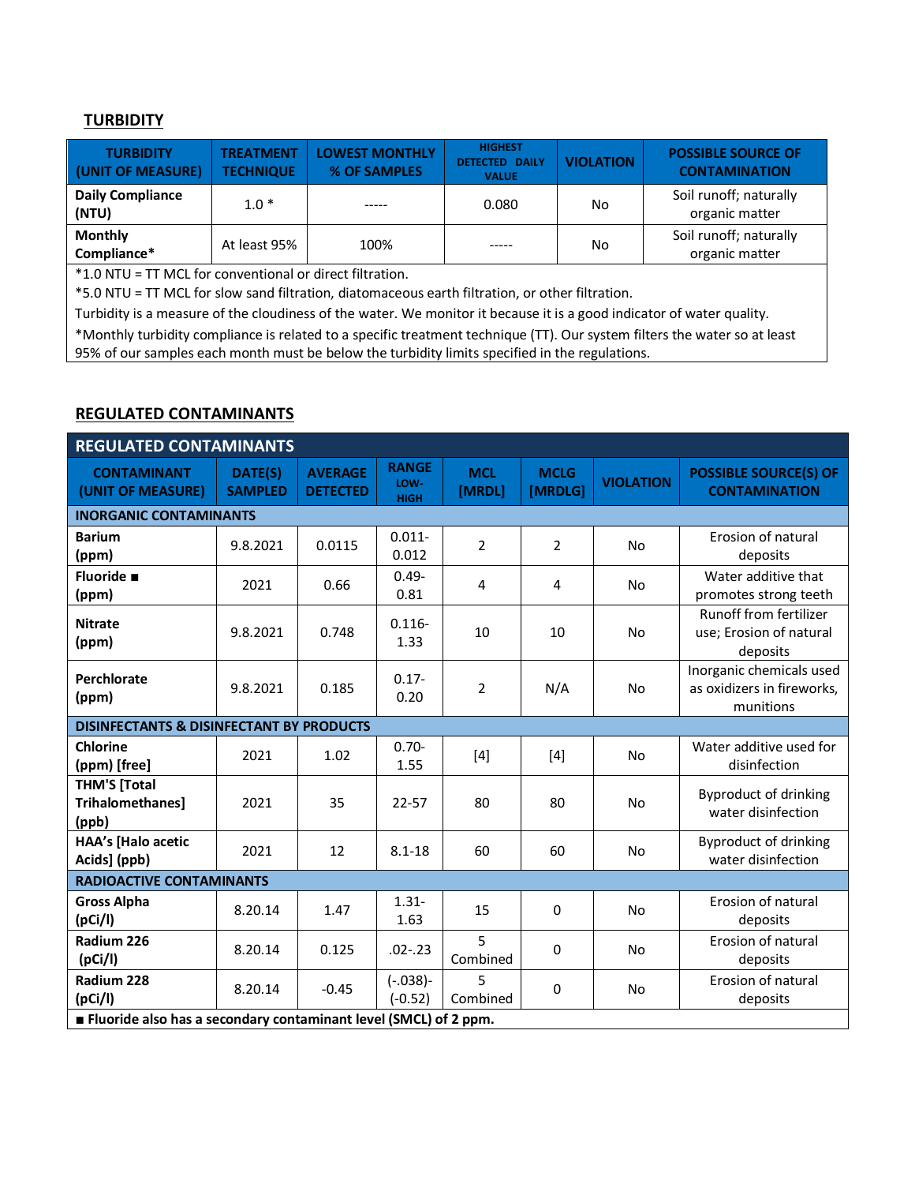## TURBIDITY

| TURBIDITY (UNIT OF MEASURE) | TREATMENT TECHNIQUE | LOWEST MONTHLY % OF SAMPLES | HIGHEST DETECTED DAILY VALUE | VIOLATION | POSSIBLE SOURCE OF CONTAMINATION |
|---|---|---|---|---|---|
| **Daily Compliance (NTU)** | 1.0 * | ----- | 0.080 | No | Soil runoff; naturally organic matter |
| **Monthly Compliance*** | At least 95% | 100% | ----- | No | Soil runoff; naturally organic matter |

*1.0 NTU = TT MCL for conventional or direct filtration.

*5.0 NTU = TT MCL for slow sand filtration, diatomaceous earth filtration, or other filtration.

Turbidity is a measure of the cloudiness of the water. We monitor it because it is a good indicator of water quality.

*Monthly turbidity compliance is related to a specific treatment technique (TT). Our system filters the water so at least 95% of our samples each month must be below the turbidity limits specified in the regulations.

## REGULATED CONTAMINANTS

| CONTAMINANT (UNIT OF MEASURE) | DATE(S) SAMPLED | AVERAGE DETECTED | RANGE LOW-HIGH | MCL [MRDL] | MCLG [MRDLG] | VIOLATION | POSSIBLE SOURCE(S) OF CONTAMINATION |
|---|---|---|---|---|---|---|---|
| **INORGANIC CONTAMINANTS** | | | | | | | |
| **Barium (ppm)** | 9.8.2021 | 0.0115 | 0.011-0.012 | 2 | 2 | No | Erosion of natural deposits |
| **Fluoride ■ (ppm)** | 2021 | 0.66 | 0.49-0.81 | 4 | 4 | No | Water additive that promotes strong teeth |
| **Nitrate (ppm)** | 9.8.2021 | 0.748 | 0.116-1.33 | 10 | 10 | No | Runoff from fertilizer use; Erosion of natural deposits |
| **Perchlorate (ppm)** | 9.8.2021 | 0.185 | 0.17-0.20 | 2 | N/A | No | Inorganic chemicals used as oxidizers in fireworks, munitions |
| **DISINFECTANTS & DISINFECTANT BY PRODUCTS** | | | | | | | |
| **Chlorine (ppm) [free]** | 2021 | 1.02 | 0.70-1.55 | [4] | [4] | No | Water additive used for disinfection |
| **THM'S [Total Trihalomethanes] (ppb)** | 2021 | 35 | 22-57 | 80 | 80 | No | Byproduct of drinking water disinfection |
| **HAA's [Halo acetic Acids] (ppb)** | 2021 | 12 | 8.1-18 | 60 | 60 | No | Byproduct of drinking water disinfection |
| **RADIOACTIVE CONTAMINANTS** | | | | | | | |
| **Gross Alpha (pCi/l)** | 8.20.14 | 1.47 | 1.31-1.63 | 15 | 0 | No | Erosion of natural deposits |
| **Radium 226 (pCi/l)** | 8.20.14 | 0.125 | .02-.23 | 5 Combined | 0 | No | Erosion of natural deposits |
| **Radium 228 (pCi/l)** | 8.20.14 | -0.45 | (-.038)-(-0.52) | 5 Combined | 0 | No | Erosion of natural deposits |

**■ Fluoride also has a secondary contaminant level (SMCL) of 2 ppm.**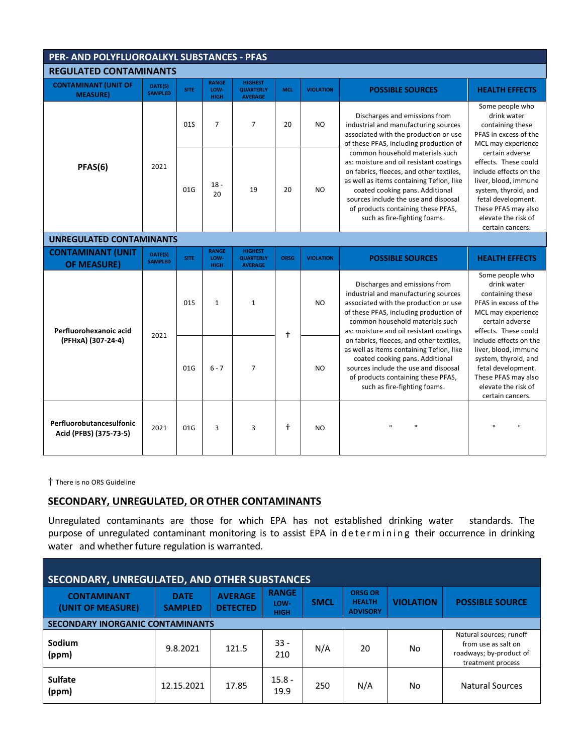## PER- AND POLYFLUOROALKYL SUBSTANCES - PFAS

### REGULATED CONTAMINANTS

| CONTAMINANT (UNIT OF MEASURE) | DATE(S) SAMPLED | SITE | RANGE LOW-HIGH | HIGHEST QUARTERLY AVERAGE | MCL | VIOLATION | POSSIBLE SOURCES | HEALTH EFFECTS |
|---|---|---|---|---|---|---|---|---|
| PFAS(6) | 2021 | 01S | 7 | 7 | 20 | NO | Discharges and emissions from industrial and manufacturing sources associated with the production or use of these PFAS, including production of common household materials such as: moisture and oil resistant coatings on fabrics, fleeces, and other textiles, as well as items containing Teflon, like coated cooking pans. Additional sources include the use and disposal of products containing these PFAS, such as fire-fighting foams. | Some people who drink water containing these PFAS in excess of the MCL may experience certain adverse effects. These could include effects on the liver, blood, immune system, thyroid, and fetal development. These PFAS may also elevate the risk of certain cancers. |
| | | 01G | 18 - 20 | 19 | 20 | NO | | |

### UNREGULATED CONTAMINANTS

| CONTAMINANT (UNIT OF MEASURE) | DATE(S) SAMPLED | SITE | RANGE LOW-HIGH | HIGHEST QUARTERLY AVERAGE | ORSG | VIOLATION | POSSIBLE SOURCES | HEALTH EFFECTS |
|---|---|---|---|---|---|---|---|---|
| Perfluorohexanoic acid (PFHxA) (307-24-4) | 2021 | 01S | 1 | 1 | † | NO | Discharges and emissions from industrial and manufacturing sources associated with the production or use of these PFAS, including production of common household materials such as: moisture and oil resistant coatings on fabrics, fleeces, and other textiles, as well as items containing Teflon, like coated cooking pans. Additional sources include the use and disposal of products containing these PFAS, such as fire-fighting foams. | Some people who drink water containing these PFAS in excess of the MCL may experience certain adverse effects. These could include effects on the liver, blood, immune system, thyroid, and fetal development. These PFAS may also elevate the risk of certain cancers. |
| | | 01G | 6 - 7 | 7 | | NO | | |
| Perfluorobutanecsulfonic Acid (PFBS) (375-73-5) | 2021 | 01G | 3 | 3 | † | NO | " " | " " |

† There is no ORS Guideline

## SECONDARY, UNREGULATED, OR OTHER CONTAMINANTS

Unregulated contaminants are those for which EPA has not established drinking water standards. The purpose of unregulated contaminant monitoring is to assist EPA in determining their occurrence in drinking water and whether future regulation is warranted.

### SECONDARY, UNREGULATED, AND OTHER SUBSTANCES

| CONTAMINANT (UNIT OF MEASURE) | DATE SAMPLED | AVERAGE DETECTED | RANGE LOW-HIGH | SMCL | ORSG OR HEALTH ADVISORY | VIOLATION | POSSIBLE SOURCE |
|---|---|---|---|---|---|---|---|
| **SECONDARY INORGANIC CONTAMINANTS** | | | | | | | |
| **Sodium (ppm)** | 9.8.2021 | 121.5 | 33 - 210 | N/A | 20 | No | Natural sources; runoff from use as salt on roadways; by-product of treatment process |
| **Sulfate (ppm)** | 12.15.2021 | 17.85 | 15.8 - 19.9 | 250 | N/A | No | Natural Sources |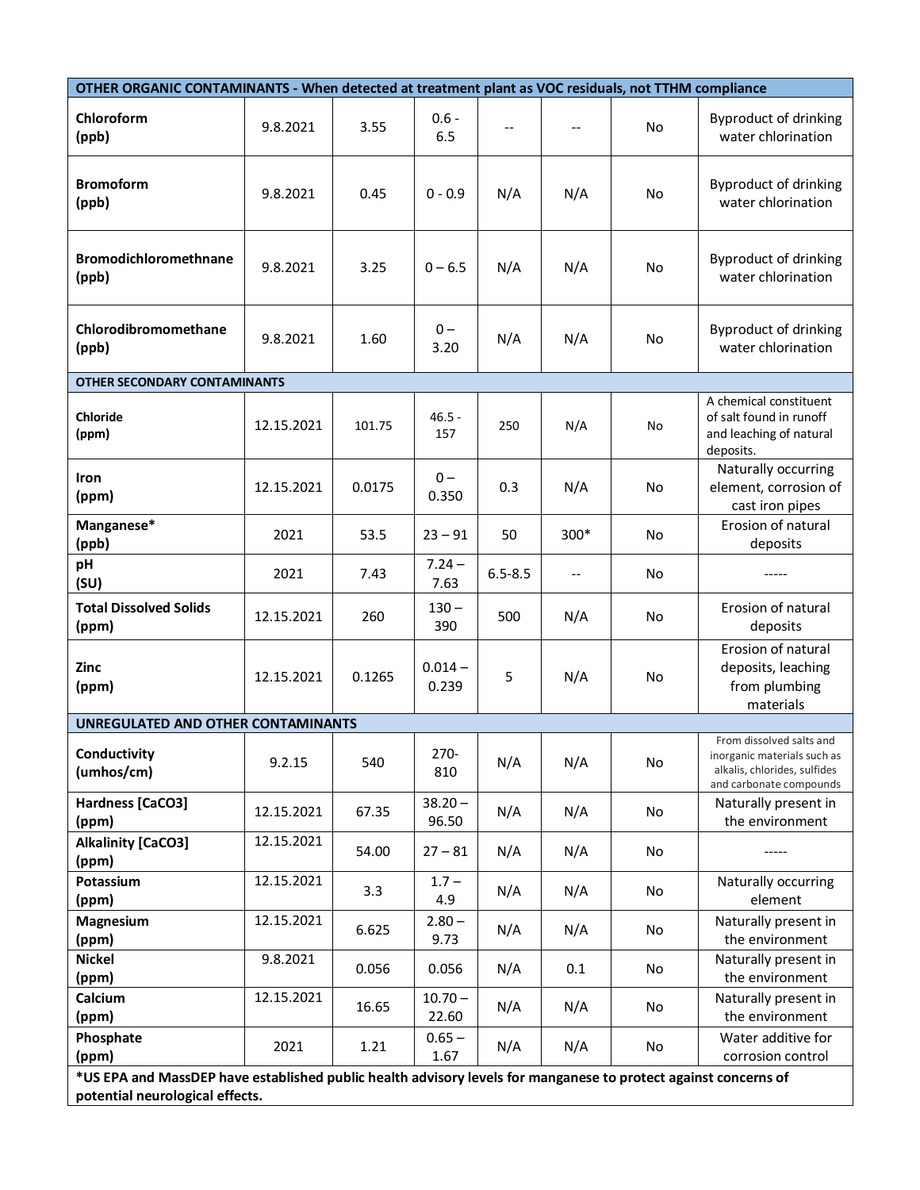| OTHER ORGANIC CONTAMINANTS - When detected at treatment plant as VOC residuals, not TTHM compliance | | | | | | | |
|---|---|---|---|---|---|---|---|
| **Chloroform (ppb)** | 9.8.2021 | 3.55 | 0.6 - 6.5 | -- | -- | No | Byproduct of drinking water chlorination |
| **Bromoform (ppb)** | 9.8.2021 | 0.45 | 0 - 0.9 | N/A | N/A | No | Byproduct of drinking water chlorination |
| **Bromodichloromethnane (ppb)** | 9.8.2021 | 3.25 | 0 – 6.5 | N/A | N/A | No | Byproduct of drinking water chlorination |
| **Chlorodibromomethane (ppb)** | 9.8.2021 | 1.60 | 0 – 3.20 | N/A | N/A | No | Byproduct of drinking water chlorination |
| **OTHER SECONDARY CONTAMINANTS** | | | | | | | |
| **Chloride (ppm)** | 12.15.2021 | 101.75 | 46.5 - 157 | 250 | N/A | No | A chemical constituent of salt found in runoff and leaching of natural deposits. |
| **Iron (ppm)** | 12.15.2021 | 0.0175 | 0 – 0.350 | 0.3 | N/A | No | Naturally occurring element, corrosion of cast iron pipes |
| **Manganese* (ppb)** | 2021 | 53.5 | 23 – 91 | 50 | 300* | No | Erosion of natural deposits |
| **pH (SU)** | 2021 | 7.43 | 7.24 – 7.63 | 6.5-8.5 | -- | No | ----- |
| **Total Dissolved Solids (ppm)** | 12.15.2021 | 260 | 130 – 390 | 500 | N/A | No | Erosion of natural deposits |
| **Zinc (ppm)** | 12.15.2021 | 0.1265 | 0.014 – 0.239 | 5 | N/A | No | Erosion of natural deposits, leaching from plumbing materials |
| **UNREGULATED AND OTHER CONTAMINANTS** | | | | | | | |
| **Conductivity (umhos/cm)** | 9.2.15 | 540 | 270-810 | N/A | N/A | No | From dissolved salts and inorganic materials such as alkalis, chlorides, sulfides and carbonate compounds |
| **Hardness [CaCO3] (ppm)** | 12.15.2021 | 67.35 | 38.20 – 96.50 | N/A | N/A | No | Naturally present in the environment |
| **Alkalinity [CaCO3] (ppm)** | 12.15.2021 | 54.00 | 27 – 81 | N/A | N/A | No | ----- |
| **Potassium (ppm)** | 12.15.2021 | 3.3 | 1.7 – 4.9 | N/A | N/A | No | Naturally occurring element |
| **Magnesium (ppm)** | 12.15.2021 | 6.625 | 2.80 – 9.73 | N/A | N/A | No | Naturally present in the environment |
| **Nickel (ppm)** | 9.8.2021 | 0.056 | 0.056 | N/A | 0.1 | No | Naturally present in the environment |
| **Calcium (ppm)** | 12.15.2021 | 16.65 | 10.70 – 22.60 | N/A | N/A | No | Naturally present in the environment |
| **Phosphate (ppm)** | 2021 | 1.21 | 0.65 – 1.67 | N/A | N/A | No | Water additive for corrosion control |

***US EPA and MassDEP have established public health advisory levels for manganese to protect against concerns of potential neurological effects.**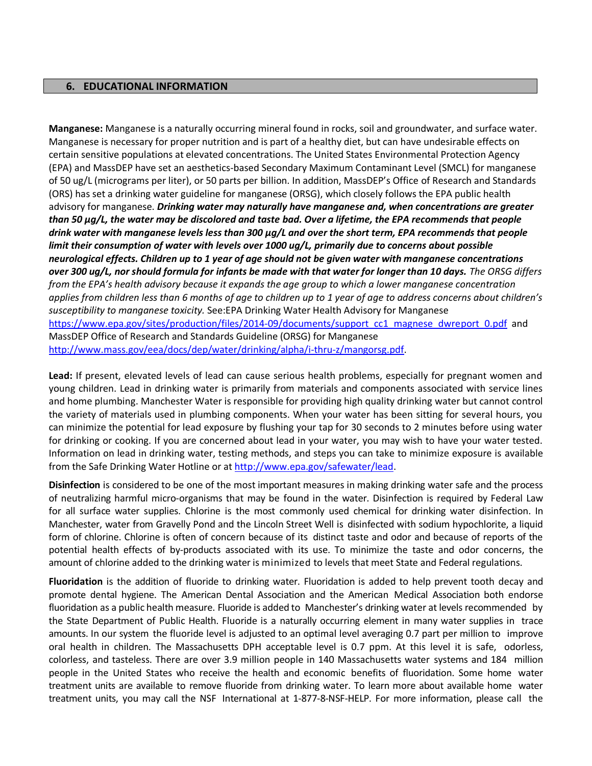## 6. EDUCATIONAL INFORMATION

**Manganese:** Manganese is a naturally occurring mineral found in rocks, soil and groundwater, and surface water. Manganese is necessary for proper nutrition and is part of a healthy diet, but can have undesirable effects on certain sensitive populations at elevated concentrations. The United States Environmental Protection Agency (EPA) and MassDEP have set an aesthetics-based Secondary Maximum Contaminant Level (SMCL) for manganese of 50 ug/L (micrograms per liter), or 50 parts per billion. In addition, MassDEP's Office of Research and Standards (ORS) has set a drinking water guideline for manganese (ORSG), which closely follows the EPA public health advisory for manganese. ***Drinking water may naturally have manganese and, when concentrations are greater than 50 µg/L, the water may be discolored and taste bad. Over a lifetime, the EPA recommends that people drink water with manganese levels less than 300 µg/L and over the short term, EPA recommends that people limit their consumption of water with levels over 1000 ug/L, primarily due to concerns about possible neurological effects. Children up to 1 year of age should not be given water with manganese concentrations over 300 ug/L, nor should formula for infants be made with that water for longer than 10 days.*** *The ORSG differs from the EPA's health advisory because it expands the age group to which a lower manganese concentration applies from children less than 6 months of age to children up to 1 year of age to address concerns about children's susceptibility to manganese toxicity.* See:EPA Drinking Water Health Advisory for Manganese https://www.epa.gov/sites/production/files/2014-09/documents/support_cc1_magnese_dwreport_0.pdf and MassDEP Office of Research and Standards Guideline (ORSG) for Manganese http://www.mass.gov/eea/docs/dep/water/drinking/alpha/i-thru-z/mangorsg.pdf.

**Lead:** If present, elevated levels of lead can cause serious health problems, especially for pregnant women and young children. Lead in drinking water is primarily from materials and components associated with service lines and home plumbing. Manchester Water is responsible for providing high quality drinking water but cannot control the variety of materials used in plumbing components. When your water has been sitting for several hours, you can minimize the potential for lead exposure by flushing your tap for 30 seconds to 2 minutes before using water for drinking or cooking. If you are concerned about lead in your water, you may wish to have your water tested. Information on lead in drinking water, testing methods, and steps you can take to minimize exposure is available from the Safe Drinking Water Hotline or at http://www.epa.gov/safewater/lead.

**Disinfection** is considered to be one of the most important measures in making drinking water safe and the process of neutralizing harmful micro-organisms that may be found in the water. Disinfection is required by Federal Law for all surface water supplies. Chlorine is the most commonly used chemical for drinking water disinfection. In Manchester, water from Gravelly Pond and the Lincoln Street Well is disinfected with sodium hypochlorite, a liquid form of chlorine. Chlorine is often of concern because of its distinct taste and odor and because of reports of the potential health effects of by-products associated with its use. To minimize the taste and odor concerns, the amount of chlorine added to the drinking water is minimized to levels that meet State and Federal regulations.

**Fluoridation** is the addition of fluoride to drinking water. Fluoridation is added to help prevent tooth decay and promote dental hygiene. The American Dental Association and the American Medical Association both endorse fluoridation as a public health measure. Fluoride is added to Manchester's drinking water at levels recommended by the State Department of Public Health. Fluoride is a naturally occurring element in many water supplies in trace amounts. In our system the fluoride level is adjusted to an optimal level averaging 0.7 part per million to improve oral health in children. The Massachusetts DPH acceptable level is 0.7 ppm. At this level it is safe, odorless, colorless, and tasteless. There are over 3.9 million people in 140 Massachusetts water systems and 184 million people in the United States who receive the health and economic benefits of fluoridation. Some home water treatment units are available to remove fluoride from drinking water. To learn more about available home water treatment units, you may call the NSF International at 1-877-8-NSF-HELP. For more information, please call the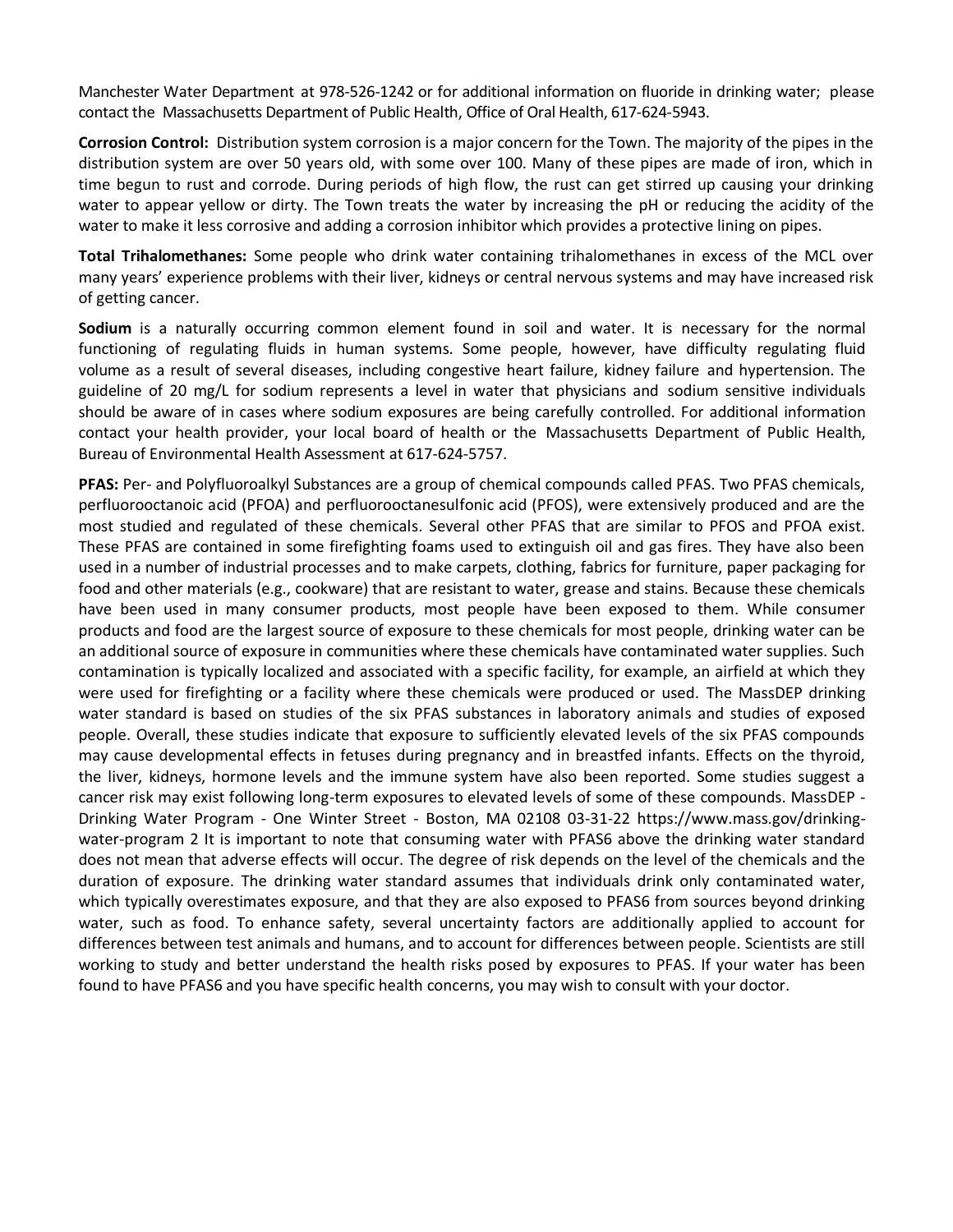Manchester Water Department at 978-526-1242 or for additional information on fluoride in drinking water; please contact the Massachusetts Department of Public Health, Office of Oral Health, 617-624-5943.

**Corrosion Control:** Distribution system corrosion is a major concern for the Town. The majority of the pipes in the distribution system are over 50 years old, with some over 100. Many of these pipes are made of iron, which in time begun to rust and corrode. During periods of high flow, the rust can get stirred up causing your drinking water to appear yellow or dirty. The Town treats the water by increasing the pH or reducing the acidity of the water to make it less corrosive and adding a corrosion inhibitor which provides a protective lining on pipes.

**Total Trihalomethanes:** Some people who drink water containing trihalomethanes in excess of the MCL over many years' experience problems with their liver, kidneys or central nervous systems and may have increased risk of getting cancer.

**Sodium** is a naturally occurring common element found in soil and water. It is necessary for the normal functioning of regulating fluids in human systems. Some people, however, have difficulty regulating fluid volume as a result of several diseases, including congestive heart failure, kidney failure and hypertension. The guideline of 20 mg/L for sodium represents a level in water that physicians and sodium sensitive individuals should be aware of in cases where sodium exposures are being carefully controlled. For additional information contact your health provider, your local board of health or the Massachusetts Department of Public Health, Bureau of Environmental Health Assessment at 617-624-5757.

**PFAS:** Per- and Polyfluoroalkyl Substances are a group of chemical compounds called PFAS. Two PFAS chemicals, perfluorooctanoic acid (PFOA) and perfluorooctanesulfonic acid (PFOS), were extensively produced and are the most studied and regulated of these chemicals. Several other PFAS that are similar to PFOS and PFOA exist. These PFAS are contained in some firefighting foams used to extinguish oil and gas fires. They have also been used in a number of industrial processes and to make carpets, clothing, fabrics for furniture, paper packaging for food and other materials (e.g., cookware) that are resistant to water, grease and stains. Because these chemicals have been used in many consumer products, most people have been exposed to them. While consumer products and food are the largest source of exposure to these chemicals for most people, drinking water can be an additional source of exposure in communities where these chemicals have contaminated water supplies. Such contamination is typically localized and associated with a specific facility, for example, an airfield at which they were used for firefighting or a facility where these chemicals were produced or used. The MassDEP drinking water standard is based on studies of the six PFAS substances in laboratory animals and studies of exposed people. Overall, these studies indicate that exposure to sufficiently elevated levels of the six PFAS compounds may cause developmental effects in fetuses during pregnancy and in breastfed infants. Effects on the thyroid, the liver, kidneys, hormone levels and the immune system have also been reported. Some studies suggest a cancer risk may exist following long-term exposures to elevated levels of some of these compounds. MassDEP - Drinking Water Program - One Winter Street - Boston, MA 02108 03-31-22 https://www.mass.gov/drinking-water-program 2 It is important to note that consuming water with PFAS6 above the drinking water standard does not mean that adverse effects will occur. The degree of risk depends on the level of the chemicals and the duration of exposure. The drinking water standard assumes that individuals drink only contaminated water, which typically overestimates exposure, and that they are also exposed to PFAS6 from sources beyond drinking water, such as food. To enhance safety, several uncertainty factors are additionally applied to account for differences between test animals and humans, and to account for differences between people. Scientists are still working to study and better understand the health risks posed by exposures to PFAS. If your water has been found to have PFAS6 and you have specific health concerns, you may wish to consult with your doctor.